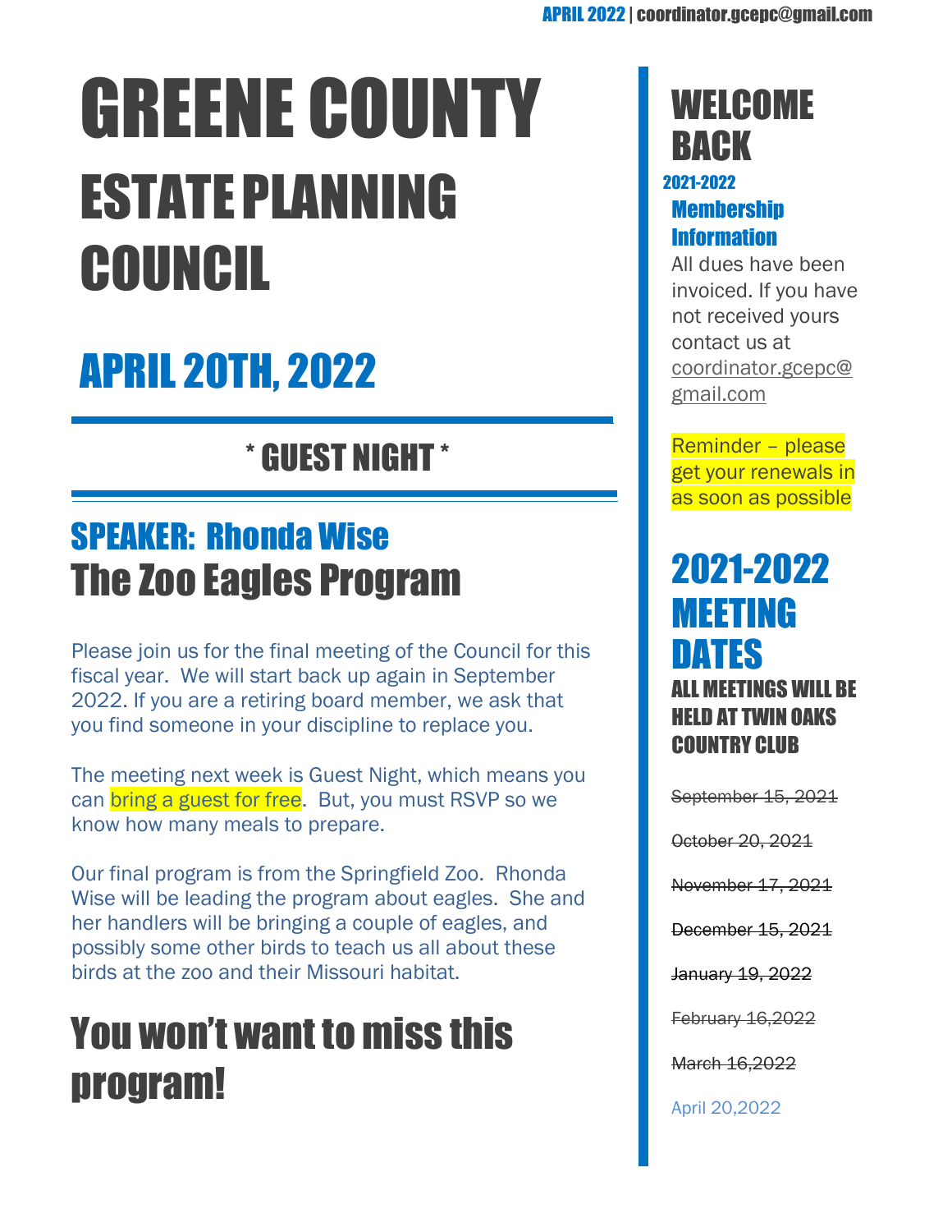# GREENE COUNTY

## ESTATE PLANNING COUNCIL

## APRIL 20TH, 2022

### * GUEST NIGHT *

## SPEAKER: Rhonda Wise

## The Zoo Eagles Program

Please join us for the final meeting of the Council for this fiscal year. We will start back up again in September 2022. If you are a retiring board member, we ask that you find someone in your discipline to replace you.

The meeting next week is Guest Night, which means you can bring a guest for free. But, you must RSVP so we know how many meals to prepare.

Our final program is from the Springfield Zoo. Rhonda Wise will be leading the program about eagles. She and her handlers will be bringing a couple of eagles, and possibly some other birds to teach us all about these birds at the zoo and their Missouri habitat.

## You won't want to miss this program!

## WELCOME BACK

### 2021-2022 Membership Information

All dues have been invoiced. If you have not received yours contact us at coordinator.gcepc@gmail.com

Reminder – please get your renewals in as soon as possible

## 2021-2022 MEETING DATES

### ALL MEETINGS WILL BE HELD AT TWIN OAKS COUNTRY CLUB

~~September 15, 2021~~

~~October 20, 2021~~

~~November 17, 2021~~

~~December 15, 2021~~

~~January 19, 2022~~

~~February 16,2022~~

~~March 16,2022~~

April 20,2022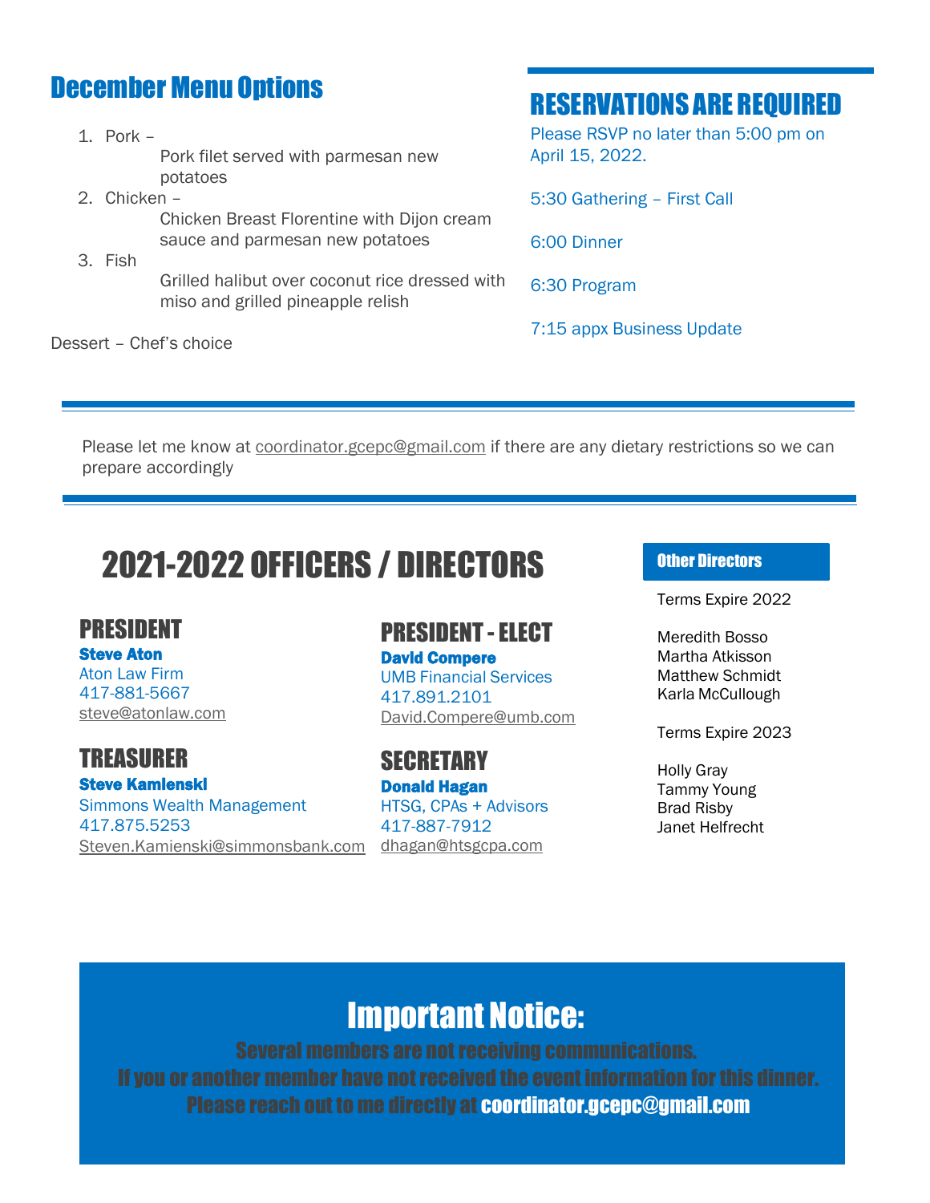## December Menu Options

1. Pork –
   Pork filet served with parmesan new potatoes
2. Chicken –
   Chicken Breast Florentine with Dijon cream sauce and parmesan new potatoes
3. Fish
   Grilled halibut over coconut rice dressed with miso and grilled pineapple relish

Dessert – Chef's choice

## RESERVATIONS ARE REQUIRED

Please RSVP no later than 5:00 pm on April 15, 2022.

5:30 Gathering – First Call

6:00 Dinner

6:30 Program

7:15 appx Business Update

Please let me know at coordinator.gcepc@gmail.com if there are any dietary restrictions so we can prepare accordingly

# 2021-2022 OFFICERS / DIRECTORS

## PRESIDENT

**Steve Aton**
Aton Law Firm
417-881-5667
steve@atonlaw.com

## PRESIDENT - ELECT

**David Compere**
UMB Financial Services
417.891.2101
David.Compere@umb.com

## TREASURER

**Steve Kamienski**
Simmons Wealth Management
417.875.5253
Steven.Kamienski@simmonsbank.com

## SECRETARY

**Donald Hagan**
HTSG, CPAs + Advisors
417-887-7912
dhagan@htsgcpa.com

### Other Directors

Terms Expire 2022

Meredith Bosso
Martha Atkisson
Matthew Schmidt
Karla McCullough

Terms Expire 2023

Holly Gray
Tammy Young
Brad Risby
Janet Helfrecht

## Important Notice:

**Several members are not receiving communications.**
**If you or another member have not received the event information for this dinner.**
**Please reach out to me directly at coordinator.gcepc@gmail.com**